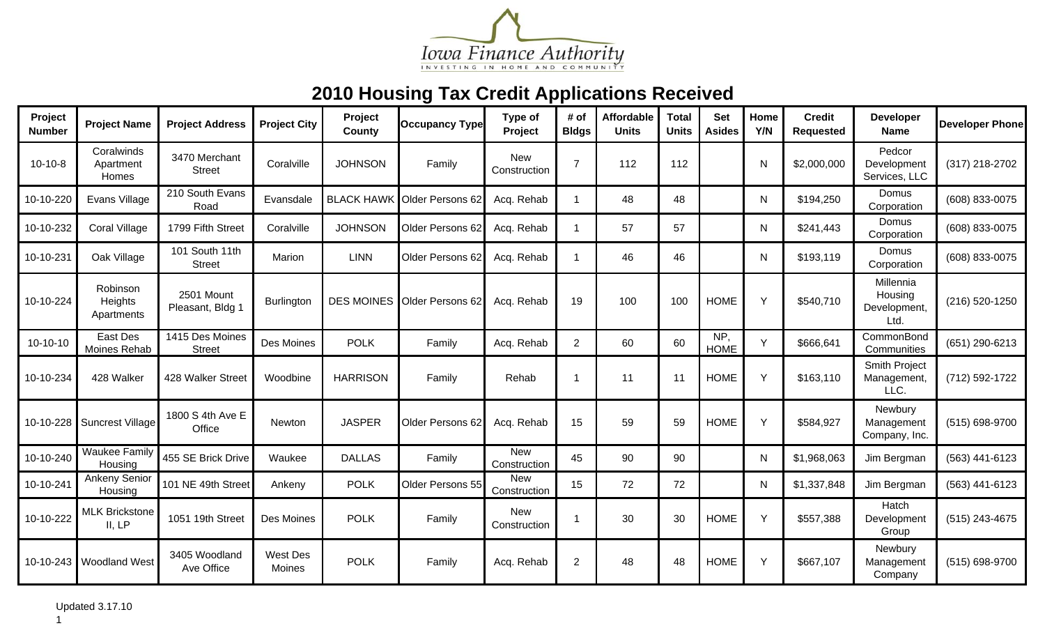Iowa Finance Authority
INVESTING IN HOME AND COMMUNITY

# 2010 Housing Tax Credit Applications Received

| Project Number | Project Name | Project Address | Project City | Project County | Occupancy Type | Type of Project | # of Bldgs | Affordable Units | Total Units | Set Asides | Home Y/N | Credit Requested | Developer Name | Developer Phone |
|---|---|---|---|---|---|---|---|---|---|---|---|---|---|---|
| 10-10-8 | Coralwinds Apartment Homes | 3470 Merchant Street | Coralville | JOHNSON | Family | New Construction | 7 | 112 | 112 | | N | $2,000,000 | Pedcor Development Services, LLC | (317) 218-2702 |
| 10-10-220 | Evans Village | 210 South Evans Road | Evansdale | BLACK HAWK | Older Persons 62 | Acq. Rehab | 1 | 48 | 48 | | N | $194,250 | Domus Corporation | (608) 833-0075 |
| 10-10-232 | Coral Village | 1799 Fifth Street | Coralville | JOHNSON | Older Persons 62 | Acq. Rehab | 1 | 57 | 57 | | N | $241,443 | Domus Corporation | (608) 833-0075 |
| 10-10-231 | Oak Village | 101 South 11th Street | Marion | LINN | Older Persons 62 | Acq. Rehab | 1 | 46 | 46 | | N | $193,119 | Domus Corporation | (608) 833-0075 |
| 10-10-224 | Robinson Heights Apartments | 2501 Mount Pleasant, Bldg 1 | Burlington | DES MOINES | Older Persons 62 | Acq. Rehab | 19 | 100 | 100 | HOME | Y | $540,710 | Millennia Housing Development, Ltd. | (216) 520-1250 |
| 10-10-10 | East Des Moines Rehab | 1415 Des Moines Street | Des Moines | POLK | Family | Acq. Rehab | 2 | 60 | 60 | NP, HOME | Y | $666,641 | CommonBond Communities | (651) 290-6213 |
| 10-10-234 | 428 Walker | 428 Walker Street | Woodbine | HARRISON | Family | Rehab | 1 | 11 | 11 | HOME | Y | $163,110 | Smith Project Management, LLC. | (712) 592-1722 |
| 10-10-228 | Suncrest Village | 1800 S 4th Ave E Office | Newton | JASPER | Older Persons 62 | Acq. Rehab | 15 | 59 | 59 | HOME | Y | $584,927 | Newbury Management Company, Inc. | (515) 698-9700 |
| 10-10-240 | Waukee Family Housing | 455 SE Brick Drive | Waukee | DALLAS | Family | New Construction | 45 | 90 | 90 | | N | $1,968,063 | Jim Bergman | (563) 441-6123 |
| 10-10-241 | Ankeny Senior Housing | 101 NE 49th Street | Ankeny | POLK | Older Persons 55 | New Construction | 15 | 72 | 72 | | N | $1,337,848 | Jim Bergman | (563) 441-6123 |
| 10-10-222 | MLK Brickstone II, LP | 1051 19th Street | Des Moines | POLK | Family | New Construction | 1 | 30 | 30 | HOME | Y | $557,388 | Hatch Development Group | (515) 243-4675 |
| 10-10-243 | Woodland West | 3405 Woodland Ave Office | West Des Moines | POLK | Family | Acq. Rehab | 2 | 48 | 48 | HOME | Y | $667,107 | Newbury Management Company | (515) 698-9700 |

Updated 3.17.10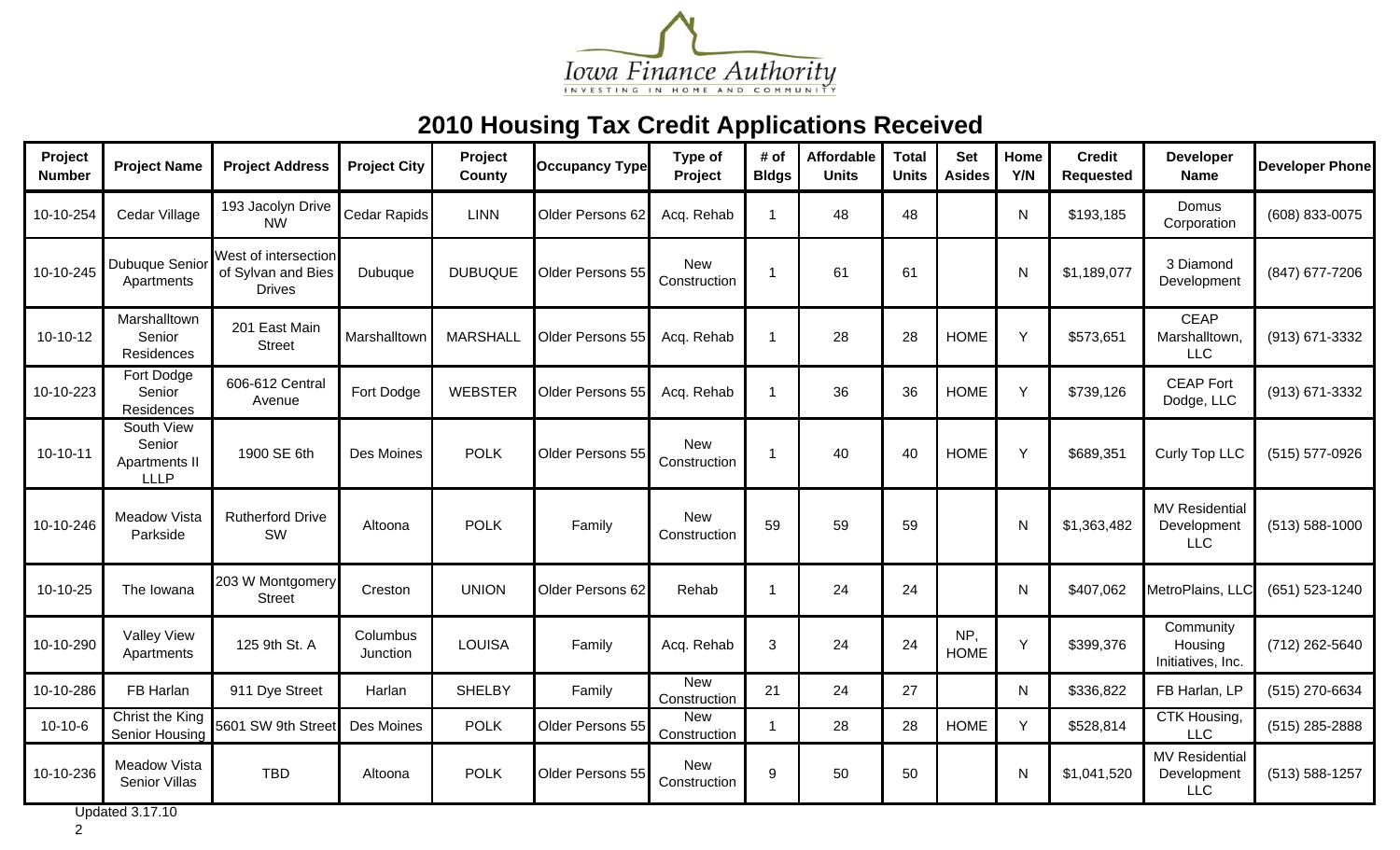Iowa Finance Authority

INVESTING IN HOME AND COMMUNITY

# 2010 Housing Tax Credit Applications Received

| Project Number | Project Name | Project Address | Project City | Project County | Occupancy Type | Type of Project | # of Bldgs | Affordable Units | Total Units | Set Asides | Home Y/N | Credit Requested | Developer Name | Developer Phone |
|---|---|---|---|---|---|---|---|---|---|---|---|---|---|---|
| 10-10-254 | Cedar Village | 193 Jacolyn Drive NW | Cedar Rapids | LINN | Older Persons 62 | Acq. Rehab | 1 | 48 | 48 | | N | $193,185 | Domus Corporation | (608) 833-0075 |
| 10-10-245 | Dubuque Senior Apartments | West of intersection of Sylvan and Bies Drives | Dubuque | DUBUQUE | Older Persons 55 | New Construction | 1 | 61 | 61 | | N | $1,189,077 | 3 Diamond Development | (847) 677-7206 |
| 10-10-12 | Marshalltown Senior Residences | 201 East Main Street | Marshalltown | MARSHALL | Older Persons 55 | Acq. Rehab | 1 | 28 | 28 | HOME | Y | $573,651 | CEAP Marshalltown, LLC | (913) 671-3332 |
| 10-10-223 | Fort Dodge Senior Residences | 606-612 Central Avenue | Fort Dodge | WEBSTER | Older Persons 55 | Acq. Rehab | 1 | 36 | 36 | HOME | Y | $739,126 | CEAP Fort Dodge, LLC | (913) 671-3332 |
| 10-10-11 | South View Senior Apartments II LLLP | 1900 SE 6th | Des Moines | POLK | Older Persons 55 | New Construction | 1 | 40 | 40 | HOME | Y | $689,351 | Curly Top LLC | (515) 577-0926 |
| 10-10-246 | Meadow Vista Parkside | Rutherford Drive SW | Altoona | POLK | Family | New Construction | 59 | 59 | 59 | | N | $1,363,482 | MV Residential Development LLC | (513) 588-1000 |
| 10-10-25 | The Iowana | 203 W Montgomery Street | Creston | UNION | Older Persons 62 | Rehab | 1 | 24 | 24 | | N | $407,062 | MetroPlains, LLC | (651) 523-1240 |
| 10-10-290 | Valley View Apartments | 125 9th St. A | Columbus Junction | LOUISA | Family | Acq. Rehab | 3 | 24 | 24 | NP, HOME | Y | $399,376 | Community Housing Initiatives, Inc. | (712) 262-5640 |
| 10-10-286 | FB Harlan | 911 Dye Street | Harlan | SHELBY | Family | New Construction | 21 | 24 | 27 | | N | $336,822 | FB Harlan, LP | (515) 270-6634 |
| 10-10-6 | Christ the King Senior Housing | 5601 SW 9th Street | Des Moines | POLK | Older Persons 55 | New Construction | 1 | 28 | 28 | HOME | Y | $528,814 | CTK Housing, LLC | (515) 285-2888 |
| 10-10-236 | Meadow Vista Senior Villas | TBD | Altoona | POLK | Older Persons 55 | New Construction | 9 | 50 | 50 | | N | $1,041,520 | MV Residential Development LLC | (513) 588-1257 |

Updated 3.17.10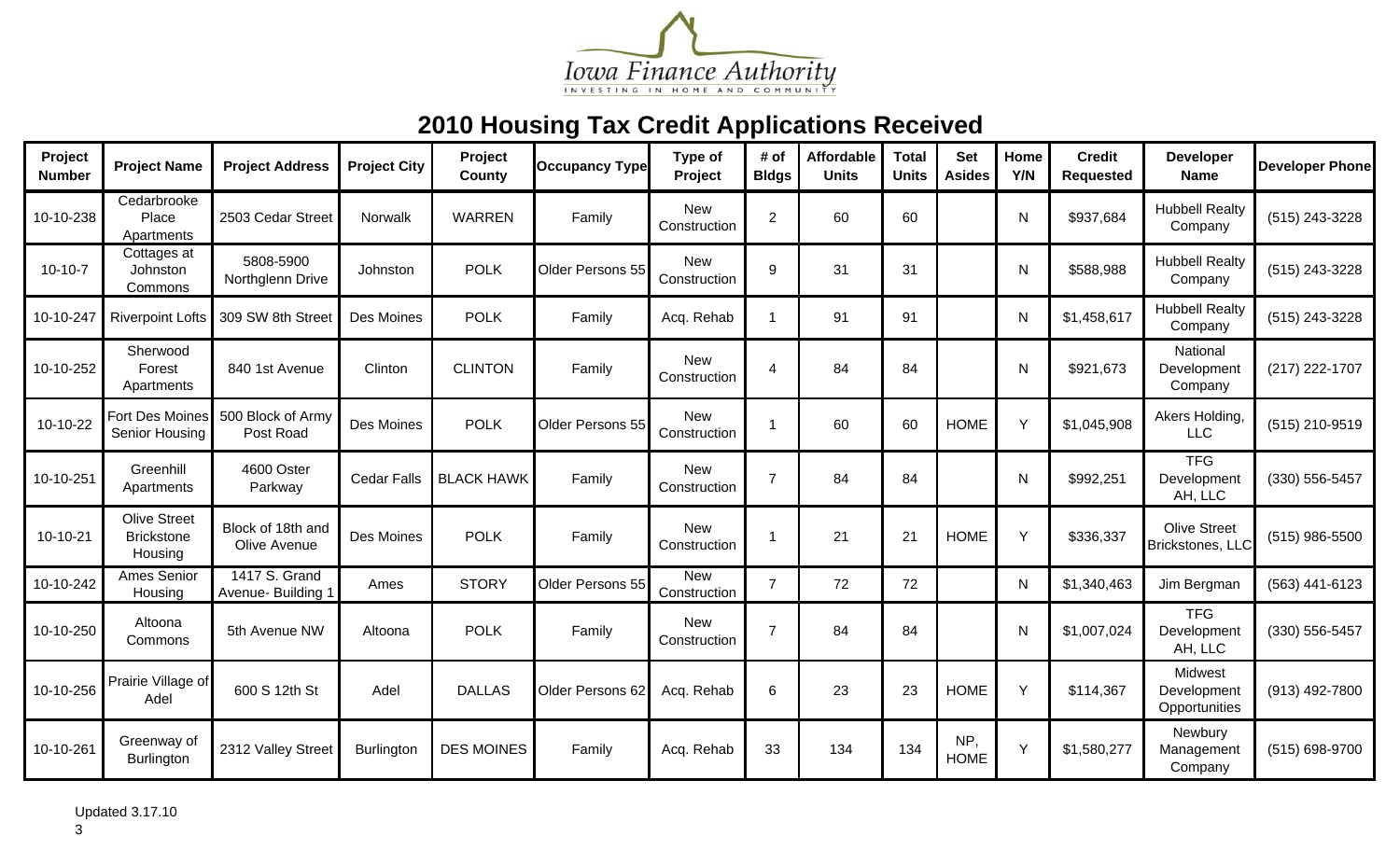Iowa Finance Authority

INVESTING IN HOME AND COMMUNITY

# 2010 Housing Tax Credit Applications Received

| Project Number | Project Name | Project Address | Project City | Project County | Occupancy Type | Type of Project | # of Bldgs | Affordable Units | Total Units | Set Asides | Home Y/N | Credit Requested | Developer Name | Developer Phone |
|---|---|---|---|---|---|---|---|---|---|---|---|---|---|---|
| 10-10-238 | Cedarbrooke Place Apartments | 2503 Cedar Street | Norwalk | WARREN | Family | New Construction | 2 | 60 | 60 | | N | $937,684 | Hubbell Realty Company | (515) 243-3228 |
| 10-10-7 | Cottages at Johnston Commons | 5808-5900 Northglenn Drive | Johnston | POLK | Older Persons 55 | New Construction | 9 | 31 | 31 | | N | $588,988 | Hubbell Realty Company | (515) 243-3228 |
| 10-10-247 | Riverpoint Lofts | 309 SW 8th Street | Des Moines | POLK | Family | Acq. Rehab | 1 | 91 | 91 | | N | $1,458,617 | Hubbell Realty Company | (515) 243-3228 |
| 10-10-252 | Sherwood Forest Apartments | 840 1st Avenue | Clinton | CLINTON | Family | New Construction | 4 | 84 | 84 | | N | $921,673 | National Development Company | (217) 222-1707 |
| 10-10-22 | Fort Des Moines Senior Housing | 500 Block of Army Post Road | Des Moines | POLK | Older Persons 55 | New Construction | 1 | 60 | 60 | HOME | Y | $1,045,908 | Akers Holding, LLC | (515) 210-9519 |
| 10-10-251 | Greenhill Apartments | 4600 Oster Parkway | Cedar Falls | BLACK HAWK | Family | New Construction | 7 | 84 | 84 | | N | $992,251 | TFG Development AH, LLC | (330) 556-5457 |
| 10-10-21 | Olive Street Brickstone Housing | Block of 18th and Olive Avenue | Des Moines | POLK | Family | New Construction | 1 | 21 | 21 | HOME | Y | $336,337 | Olive Street Brickstones, LLC | (515) 986-5500 |
| 10-10-242 | Ames Senior Housing | 1417 S. Grand Avenue- Building 1 | Ames | STORY | Older Persons 55 | New Construction | 7 | 72 | 72 | | N | $1,340,463 | Jim Bergman | (563) 441-6123 |
| 10-10-250 | Altoona Commons | 5th Avenue NW | Altoona | POLK | Family | New Construction | 7 | 84 | 84 | | N | $1,007,024 | TFG Development AH, LLC | (330) 556-5457 |
| 10-10-256 | Prairie Village of Adel | 600 S 12th St | Adel | DALLAS | Older Persons 62 | Acq. Rehab | 6 | 23 | 23 | HOME | Y | $114,367 | Midwest Development Opportunities | (913) 492-7800 |
| 10-10-261 | Greenway of Burlington | 2312 Valley Street | Burlington | DES MOINES | Family | Acq. Rehab | 33 | 134 | 134 | NP, HOME | Y | $1,580,277 | Newbury Management Company | (515) 698-9700 |

Updated 3.17.10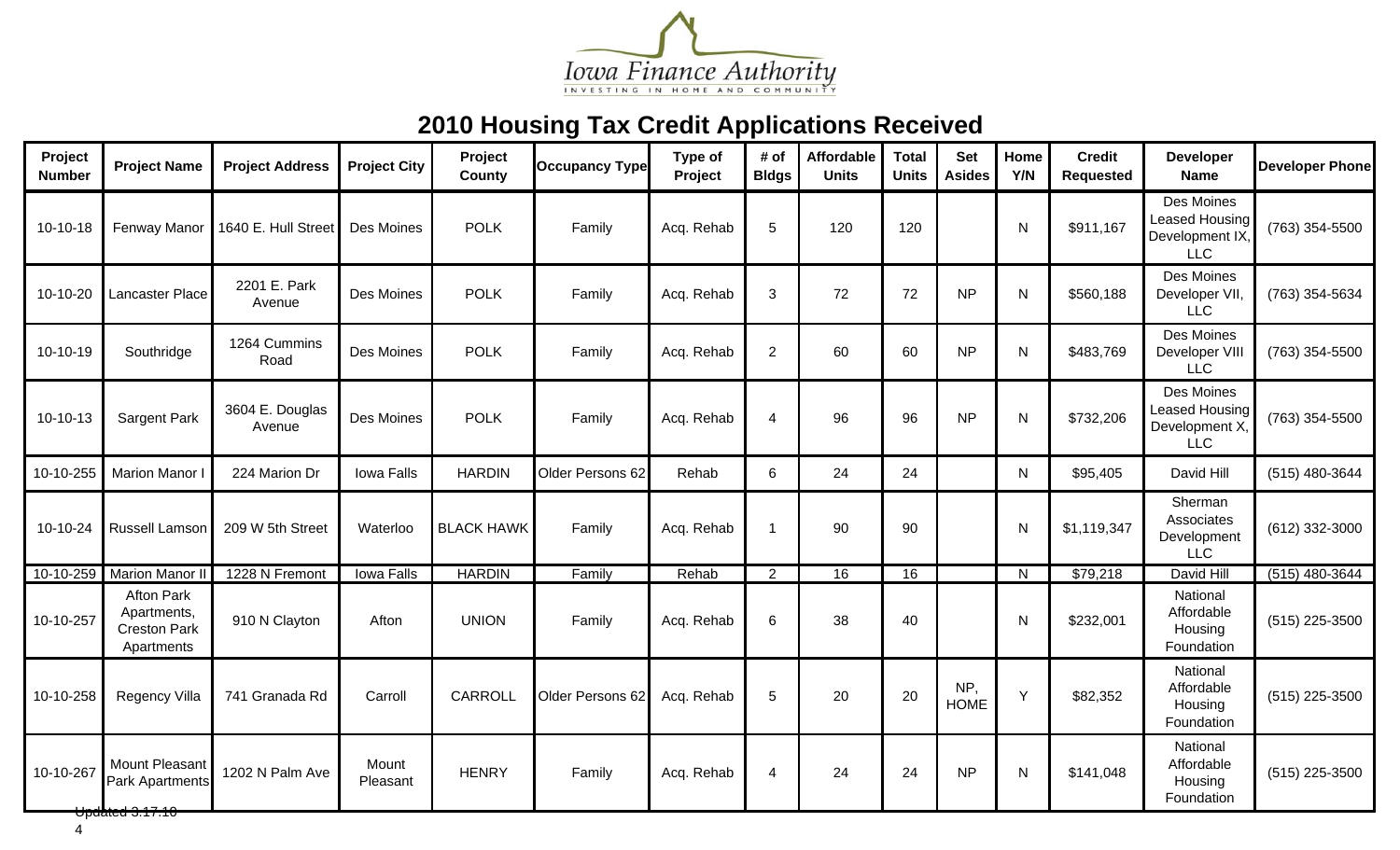# 2010 Housing Tax Credit Applications Received

| Project Number | Project Name | Project Address | Project City | Project County | Occupancy Type | Type of Project | # of Bldgs | Affordable Units | Total Units | Set Asides | Home Y/N | Credit Requested | Developer Name | Developer Phone |
|---|---|---|---|---|---|---|---|---|---|---|---|---|---|---|
| 10-10-18 | Fenway Manor | 1640 E. Hull Street | Des Moines | POLK | Family | Acq. Rehab | 5 | 120 | 120 | | N | $911,167 | Des Moines Leased Housing Development IX, LLC | (763) 354-5500 |
| 10-10-20 | Lancaster Place | 2201 E. Park Avenue | Des Moines | POLK | Family | Acq. Rehab | 3 | 72 | 72 | NP | N | $560,188 | Des Moines Developer VII, LLC | (763) 354-5634 |
| 10-10-19 | Southridge | 1264 Cummins Road | Des Moines | POLK | Family | Acq. Rehab | 2 | 60 | 60 | NP | N | $483,769 | Des Moines Developer VIII LLC | (763) 354-5500 |
| 10-10-13 | Sargent Park | 3604 E. Douglas Avenue | Des Moines | POLK | Family | Acq. Rehab | 4 | 96 | 96 | NP | N | $732,206 | Des Moines Leased Housing Development X, LLC | (763) 354-5500 |
| 10-10-255 | Marion Manor I | 224 Marion Dr | Iowa Falls | HARDIN | Older Persons 62 | Rehab | 6 | 24 | 24 | | N | $95,405 | David Hill | (515) 480-3644 |
| 10-10-24 | Russell Lamson | 209 W 5th Street | Waterloo | BLACK HAWK | Family | Acq. Rehab | 1 | 90 | 90 | | N | $1,119,347 | Sherman Associates Development LLC | (612) 332-3000 |
| 10-10-259 | Marion Manor II | 1228 N Fremont | Iowa Falls | HARDIN | Family | Rehab | 2 | 16 | 16 | | N | $79,218 | David Hill | (515) 480-3644 |
| 10-10-257 | Afton Park Apartments, Creston Park Apartments | 910 N Clayton | Afton | UNION | Family | Acq. Rehab | 6 | 38 | 40 | | N | $232,001 | National Affordable Housing Foundation | (515) 225-3500 |
| 10-10-258 | Regency Villa | 741 Granada Rd | Carroll | CARROLL | Older Persons 62 | Acq. Rehab | 5 | 20 | 20 | NP, HOME | Y | $82,352 | National Affordable Housing Foundation | (515) 225-3500 |
| 10-10-267 | Mount Pleasant Park Apartments | 1202 N Palm Ave | Mount Pleasant | HENRY | Family | Acq. Rehab | 4 | 24 | 24 | NP | N | $141,048 | National Affordable Housing Foundation | (515) 225-3500 |

Updated 3.17.10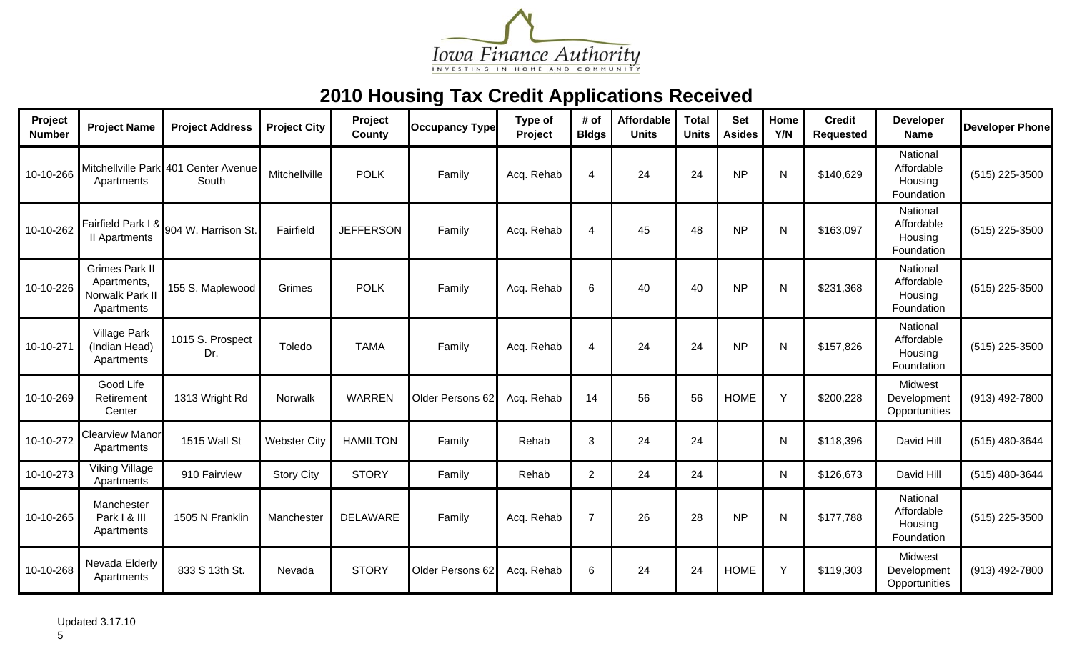Iowa Finance Authority

INVESTING IN HOME AND COMMUNITY

# 2010 Housing Tax Credit Applications Received

| Project Number | Project Name | Project Address | Project City | Project County | Occupancy Type | Type of Project | # of Bldgs | Affordable Units | Total Units | Set Asides | Home Y/N | Credit Requested | Developer Name | Developer Phone |
|---|---|---|---|---|---|---|---|---|---|---|---|---|---|---|
| 10-10-266 | Mitchellville Park Apartments | 401 Center Avenue South | Mitchellville | POLK | Family | Acq. Rehab | 4 | 24 | 24 | NP | N | $140,629 | National Affordable Housing Foundation | (515) 225-3500 |
| 10-10-262 | Fairfield Park I & II Apartments | 904 W. Harrison St. | Fairfield | JEFFERSON | Family | Acq. Rehab | 4 | 45 | 48 | NP | N | $163,097 | National Affordable Housing Foundation | (515) 225-3500 |
| 10-10-226 | Grimes Park II Apartments, Norwalk Park II Apartments | 155 S. Maplewood | Grimes | POLK | Family | Acq. Rehab | 6 | 40 | 40 | NP | N | $231,368 | National Affordable Housing Foundation | (515) 225-3500 |
| 10-10-271 | Village Park (Indian Head) Apartments | 1015 S. Prospect Dr. | Toledo | TAMA | Family | Acq. Rehab | 4 | 24 | 24 | NP | N | $157,826 | National Affordable Housing Foundation | (515) 225-3500 |
| 10-10-269 | Good Life Retirement Center | 1313 Wright Rd | Norwalk | WARREN | Older Persons 62 | Acq. Rehab | 14 | 56 | 56 | HOME | Y | $200,228 | Midwest Development Opportunities | (913) 492-7800 |
| 10-10-272 | Clearview Manor Apartments | 1515 Wall St | Webster City | HAMILTON | Family | Rehab | 3 | 24 | 24 | | N | $118,396 | David Hill | (515) 480-3644 |
| 10-10-273 | Viking Village Apartments | 910 Fairview | Story City | STORY | Family | Rehab | 2 | 24 | 24 | | N | $126,673 | David Hill | (515) 480-3644 |
| 10-10-265 | Manchester Park I & III Apartments | 1505 N Franklin | Manchester | DELAWARE | Family | Acq. Rehab | 7 | 26 | 28 | NP | N | $177,788 | National Affordable Housing Foundation | (515) 225-3500 |
| 10-10-268 | Nevada Elderly Apartments | 833 S 13th St. | Nevada | STORY | Older Persons 62 | Acq. Rehab | 6 | 24 | 24 | HOME | Y | $119,303 | Midwest Development Opportunities | (913) 492-7800 |

Updated 3.17.10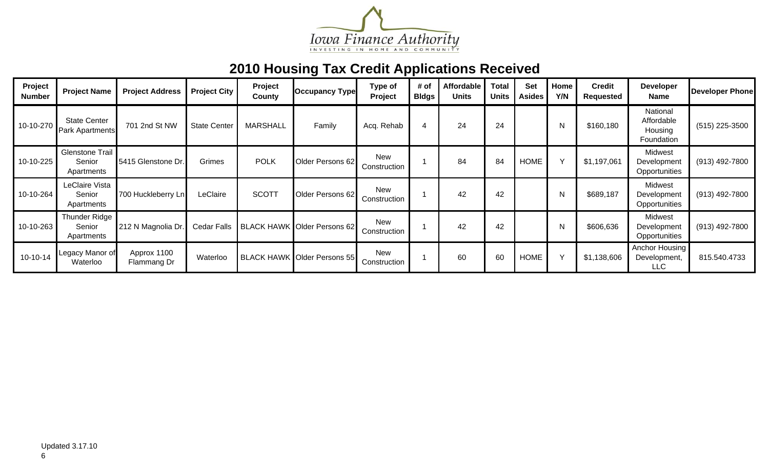Iowa Finance Authority

INVESTING IN HOME AND COMMUNITY

# 2010 Housing Tax Credit Applications Received

| Project Number | Project Name | Project Address | Project City | Project County | Occupancy Type | Type of Project | # of Bldgs | Affordable Units | Total Units | Set Asides | Home Y/N | Credit Requested | Developer Name | Developer Phone |
|---|---|---|---|---|---|---|---|---|---|---|---|---|---|---|
| 10-10-270 | State Center Park Apartments | 701 2nd St NW | State Center | MARSHALL | Family | Acq. Rehab | 4 | 24 | 24 | | N | $160,180 | National Affordable Housing Foundation | (515) 225-3500 |
| 10-10-225 | Glenstone Trail Senior Apartments | 5415 Glenstone Dr. | Grimes | POLK | Older Persons 62 | New Construction | 1 | 84 | 84 | HOME | Y | $1,197,061 | Midwest Development Opportunities | (913) 492-7800 |
| 10-10-264 | LeClaire Vista Senior Apartments | 700 Huckleberry Ln | LeClaire | SCOTT | Older Persons 62 | New Construction | 1 | 42 | 42 | | N | $689,187 | Midwest Development Opportunities | (913) 492-7800 |
| 10-10-263 | Thunder Ridge Senior Apartments | 212 N Magnolia Dr. | Cedar Falls | BLACK HAWK | Older Persons 62 | New Construction | 1 | 42 | 42 | | N | $606,636 | Midwest Development Opportunities | (913) 492-7800 |
| 10-10-14 | Legacy Manor of Waterloo | Approx 1100 Flammang Dr | Waterloo | BLACK HAWK | Older Persons 55 | New Construction | 1 | 60 | 60 | HOME | Y | $1,138,606 | Anchor Housing Development, LLC | 815.540.4733 |

Updated 3.17.10